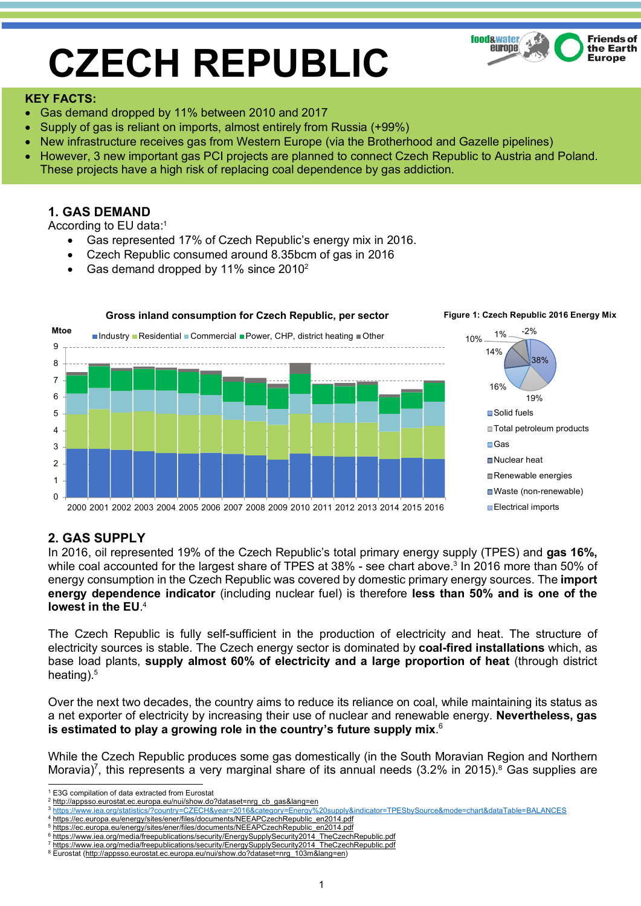# CZECH REPUBLIC

**KEY FACTS:**

- Gas demand dropped by 11% between 2010 and 2017
- Supply of gas is reliant on imports, almost entirely from Russia (+99%)
- New infrastructure receives gas from Western Europe (via the Brotherhood and Gazelle pipelines)
- However, 3 new important gas PCI projects are planned to connect Czech Republic to Austria and Poland. These projects have a high risk of replacing coal dependence by gas addiction.

## 1. GAS DEMAND

According to EU data:[1]

- Gas represented 17% of Czech Republic's energy mix in 2016.
- Czech Republic consumed around 8.35bcm of gas in 2016
- Gas demand dropped by 11% since 2010[2]

**Gross inland consumption for Czech Republic, per sector**

Mtoe

Industry | Residential | Commercial | Power, CHP, district heating | Other

2000 2001 2002 2003 2004 2005 2006 2007 2008 2009 2010 2011 2012 2013 2014 2015 2016

**Figure 1: Czech Republic 2016 Energy Mix**

38%, 19%, 16%, 14%, 10%, 1%, -2%

Solid fuels
Total petroleum products
Gas
Nuclear heat
Renewable energies
Waste (non-renewable)
Electrical imports

## 2. GAS SUPPLY

In 2016, oil represented 19% of the Czech Republic's total primary energy supply (TPES) and **gas 16%,** while coal accounted for the largest share of TPES at 38% - see chart above.[3] In 2016 more than 50% of energy consumption in the Czech Republic was covered by domestic primary energy sources. The **import energy dependence indicator** (including nuclear fuel) is therefore **less than 50% and is one of the lowest in the EU**.[4]

The Czech Republic is fully self-sufficient in the production of electricity and heat. The structure of electricity sources is stable. The Czech energy sector is dominated by **coal-fired installations** which, as base load plants, **supply almost 60% of electricity and a large proportion of heat** (through district heating).[5]

Over the next two decades, the country aims to reduce its reliance on coal, while maintaining its status as a net exporter of electricity by increasing their use of nuclear and renewable energy. **Nevertheless, gas is estimated to play a growing role in the country's future supply mix**.[6]

While the Czech Republic produces some gas domestically (in the South Moravian Region and Northern Moravia)[7], this represents a very marginal share of its annual needs (3.2% in 2015).[8] Gas supplies are

---

[1] E3G compilation of data extracted from Eurostat
[2] http://appsso.eurostat.ec.europa.eu/nui/show.do?dataset=nrg_cb_gas&lang=en
[3] https://www.iea.org/statistics/?country=CZECH&year=2016&category=Energy%20supply&indicator=TPESbySource&mode=chart&dataTable=BALANCES
[4] https://ec.europa.eu/energy/sites/ener/files/documents/NEEAPCzechRepublic_en2014.pdf
[5] https://ec.europa.eu/energy/sites/ener/files/documents/NEEAPCzechRepublic_en2014.pdf
[6] https://www.iea.org/media/freepublications/security/EnergySupplySecurity2014_TheCzechRepublic.pdf
[7] https://www.iea.org/media/freepublications/security/EnergySupplySecurity2014_TheCzechRepublic.pdf
[8] Eurostat (http://appsso.eurostat.ec.europa.eu/nui/show.do?dataset=nrg_103m&lang=en)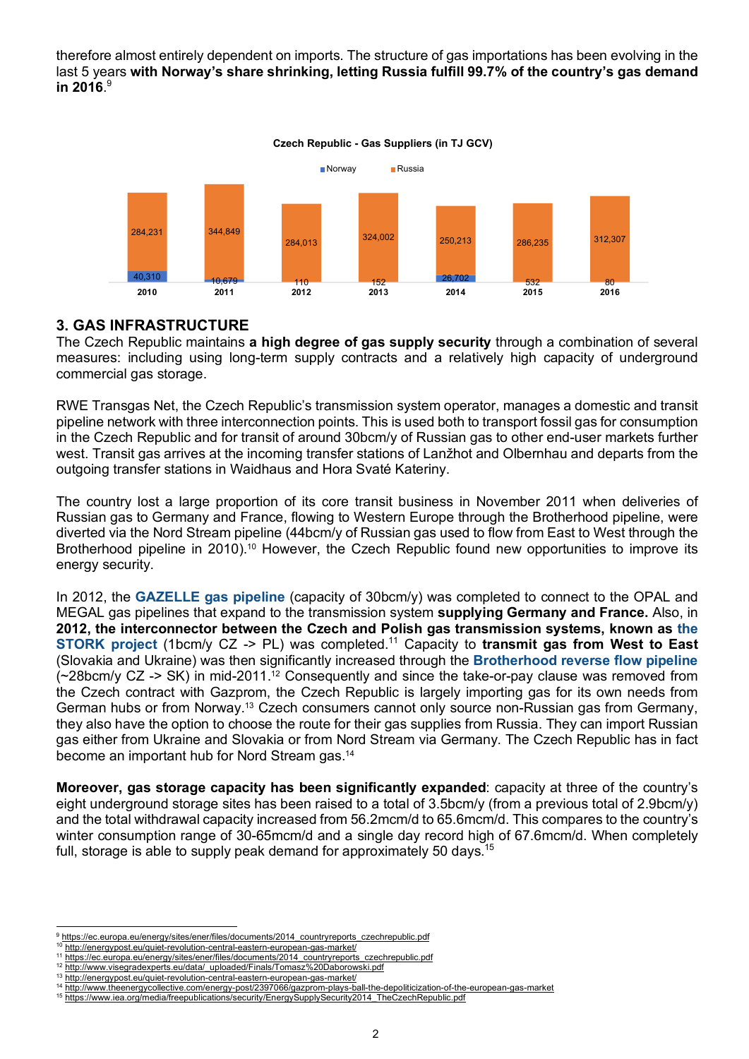therefore almost entirely dependent on imports. The structure of gas importations has been evolving in the last 5 years **with Norway's share shrinking, letting Russia fulfill 99.7% of the country's gas demand in 2016**.[9]

**Czech Republic - Gas Suppliers (in TJ GCV)**

| Year | Norway | Russia |
|---|---|---|
| 2010 | 40,310 | 284,231 |
| 2011 | 10,679 | 344,849 |
| 2012 | 110 | 284,013 |
| 2013 | 152 | 324,002 |
| 2014 | 26,702 | 250,213 |
| 2015 | 532 | 286,235 |
| 2016 | 80 | 312,307 |

## 3. GAS INFRASTRUCTURE

The Czech Republic maintains **a high degree of gas supply security** through a combination of several measures: including using long-term supply contracts and a relatively high capacity of underground commercial gas storage.

RWE Transgas Net, the Czech Republic's transmission system operator, manages a domestic and transit pipeline network with three interconnection points. This is used both to transport fossil gas for consumption in the Czech Republic and for transit of around 30bcm/y of Russian gas to other end-user markets further west. Transit gas arrives at the incoming transfer stations of Lanžhot and Olbernhau and departs from the outgoing transfer stations in Waidhaus and Hora Svaté Kateriny.

The country lost a large proportion of its core transit business in November 2011 when deliveries of Russian gas to Germany and France, flowing to Western Europe through the Brotherhood pipeline, were diverted via the Nord Stream pipeline (44bcm/y of Russian gas used to flow from East to West through the Brotherhood pipeline in 2010).[10] However, the Czech Republic found new opportunities to improve its energy security.

In 2012, the **GAZELLE gas pipeline** (capacity of 30bcm/y) was completed to connect to the OPAL and MEGAL gas pipelines that expand to the transmission system **supplying Germany and France.** Also, in **2012, the interconnector between the Czech and Polish gas transmission systems, known as the STORK project** (1bcm/y CZ -> PL) was completed.[11] Capacity to **transmit gas from West to East** (Slovakia and Ukraine) was then significantly increased through the **Brotherhood reverse flow pipeline** (~28bcm/y CZ -> SK) in mid-2011.[12] Consequently and since the take-or-pay clause was removed from the Czech contract with Gazprom, the Czech Republic is largely importing gas for its own needs from German hubs or from Norway.[13] Czech consumers cannot only source non-Russian gas from Germany, they also have the option to choose the route for their gas supplies from Russia. They can import Russian gas either from Ukraine and Slovakia or from Nord Stream via Germany. The Czech Republic has in fact become an important hub for Nord Stream gas.[14]

**Moreover, gas storage capacity has been significantly expanded**: capacity at three of the country's eight underground storage sites has been raised to a total of 3.5bcm/y (from a previous total of 2.9bcm/y) and the total withdrawal capacity increased from 56.2mcm/d to 65.6mcm/d. This compares to the country's winter consumption range of 30-65mcm/d and a single day record high of 67.6mcm/d. When completely full, storage is able to supply peak demand for approximately 50 days.[15]

---

[9] https://ec.europa.eu/energy/sites/ener/files/documents/2014_countryreports_czechrepublic.pdf
[10] http://energypost.eu/quiet-revolution-central-eastern-european-gas-market/
[11] https://ec.europa.eu/energy/sites/ener/files/documents/2014_countryreports_czechrepublic.pdf
[12] http://www.visegradexperts.eu/data/_uploaded/Finals/Tomasz%20Daborowski.pdf
[13] http://energypost.eu/quiet-revolution-central-eastern-european-gas-market/
[14] http://www.theenergycollective.com/energy-post/2397066/gazprom-plays-ball-the-depoliticization-of-the-european-gas-market
[15] https://www.iea.org/media/freepublications/security/EnergySupplySecurity2014_TheCzechRepublic.pdf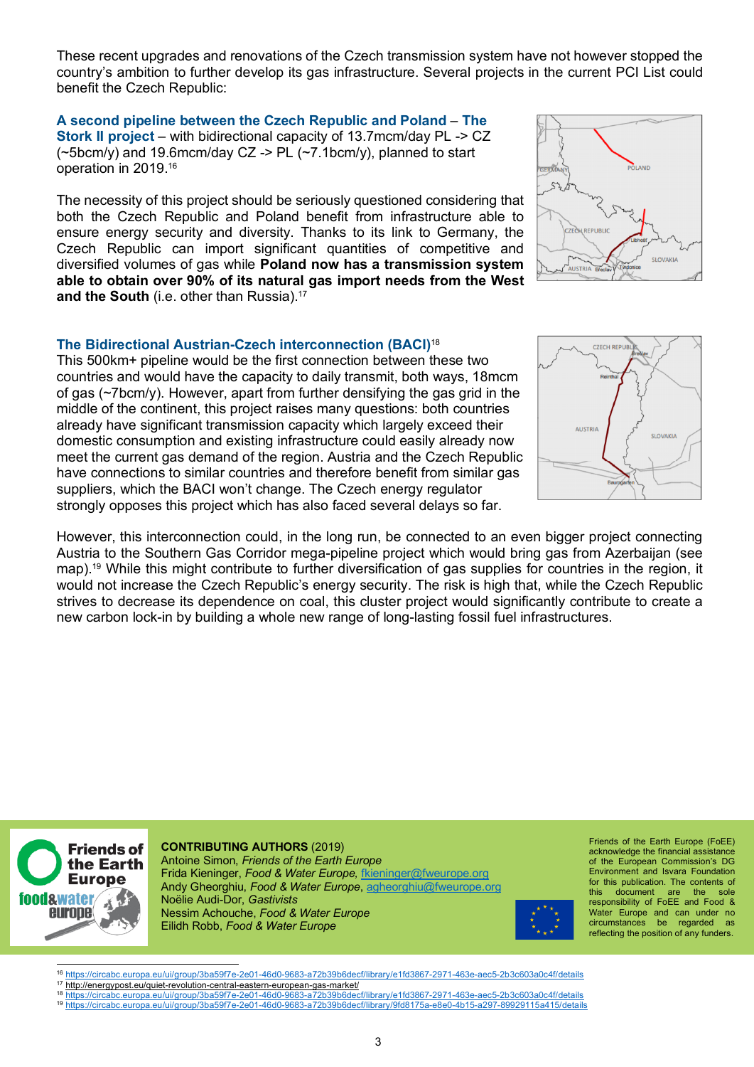These recent upgrades and renovations of the Czech transmission system have not however stopped the country's ambition to further develop its gas infrastructure. Several projects in the current PCI List could benefit the Czech Republic:

**A second pipeline between the Czech Republic and Poland – The Stork II project** – with bidirectional capacity of 13.7mcm/day PL -> CZ (~5bcm/y) and 19.6mcm/day CZ -> PL (~7.1bcm/y), planned to start operation in 2019.[16]

GERMANY
POLAND
CZECH REPUBLIC
Libhošť
AUSTRIA
Břeclav
Tvrdonice
SLOVAKIA

The necessity of this project should be seriously questioned considering that both the Czech Republic and Poland benefit from infrastructure able to ensure energy security and diversity. Thanks to its link to Germany, the Czech Republic can import significant quantities of competitive and diversified volumes of gas while **Poland now has a transmission system able to obtain over 90% of its natural gas import needs from the West and the South** (i.e. other than Russia).[17]

**The Bidirectional Austrian-Czech interconnection (BACI)**[18]

This 500km+ pipeline would be the first connection between these two countries and would have the capacity to daily transmit, both ways, 18mcm of gas (~7bcm/y). However, apart from further densifying the gas grid in the middle of the continent, this project raises many questions: both countries already have significant transmission capacity which largely exceed their domestic consumption and existing infrastructure could easily already now meet the current gas demand of the region. Austria and the Czech Republic have connections to similar countries and therefore benefit from similar gas suppliers, which the BACI won't change. The Czech energy regulator strongly opposes this project which has also faced several delays so far.

CZECH REPUBLIC
Břeclav
Reinthal
AUSTRIA
SLOVAKIA
Baumgarten

However, this interconnection could, in the long run, be connected to an even bigger project connecting Austria to the Southern Gas Corridor mega-pipeline project which would bring gas from Azerbaijan (see map).[19] While this might contribute to further diversification of gas supplies for countries in the region, it would not increase the Czech Republic's energy security. The risk is high that, while the Czech Republic strives to decrease its dependence on coal, this cluster project would significantly contribute to create a new carbon lock-in by building a whole new range of long-lasting fossil fuel infrastructures.

Friends of the Earth Europe

food&water europe

**CONTRIBUTING AUTHORS** (2019)
Antoine Simon, *Friends of the Earth Europe*
Frida Kieninger, *Food & Water Europe*, fkieninger@fweurope.org
Andy Gheorghiu, *Food & Water Europe*, agheorghiu@fweurope.org
Noëlie Audi-Dor, *Gastivists*
Nessim Achouche, *Food & Water Europe*
Eilidh Robb, *Food & Water Europe*

Friends of the Earth Europe (FoEE) acknowledge the financial assistance of the European Commission's DG Environment and Isvara Foundation for this publication. The contents of this document are the sole responsibility of FoEE and Food & Water Europe and can under no circumstances be regarded as reflecting the position of any funders.

[16] https://circabc.europa.eu/ui/group/3ba59f7e-2e01-46d0-9683-a72b39b6decf/library/e1fd3867-2971-463e-aec5-2b3c603a0c4f/details
[17] http://energypost.eu/quiet-revolution-central-eastern-european-gas-market/
[18] https://circabc.europa.eu/ui/group/3ba59f7e-2e01-46d0-9683-a72b39b6decf/library/e1fd3867-2971-463e-aec5-2b3c603a0c4f/details
[19] https://circabc.europa.eu/ui/group/3ba59f7e-2e01-46d0-9683-a72b39b6decf/library/9fd8175a-e8e0-4b15-a297-89929115a415/details